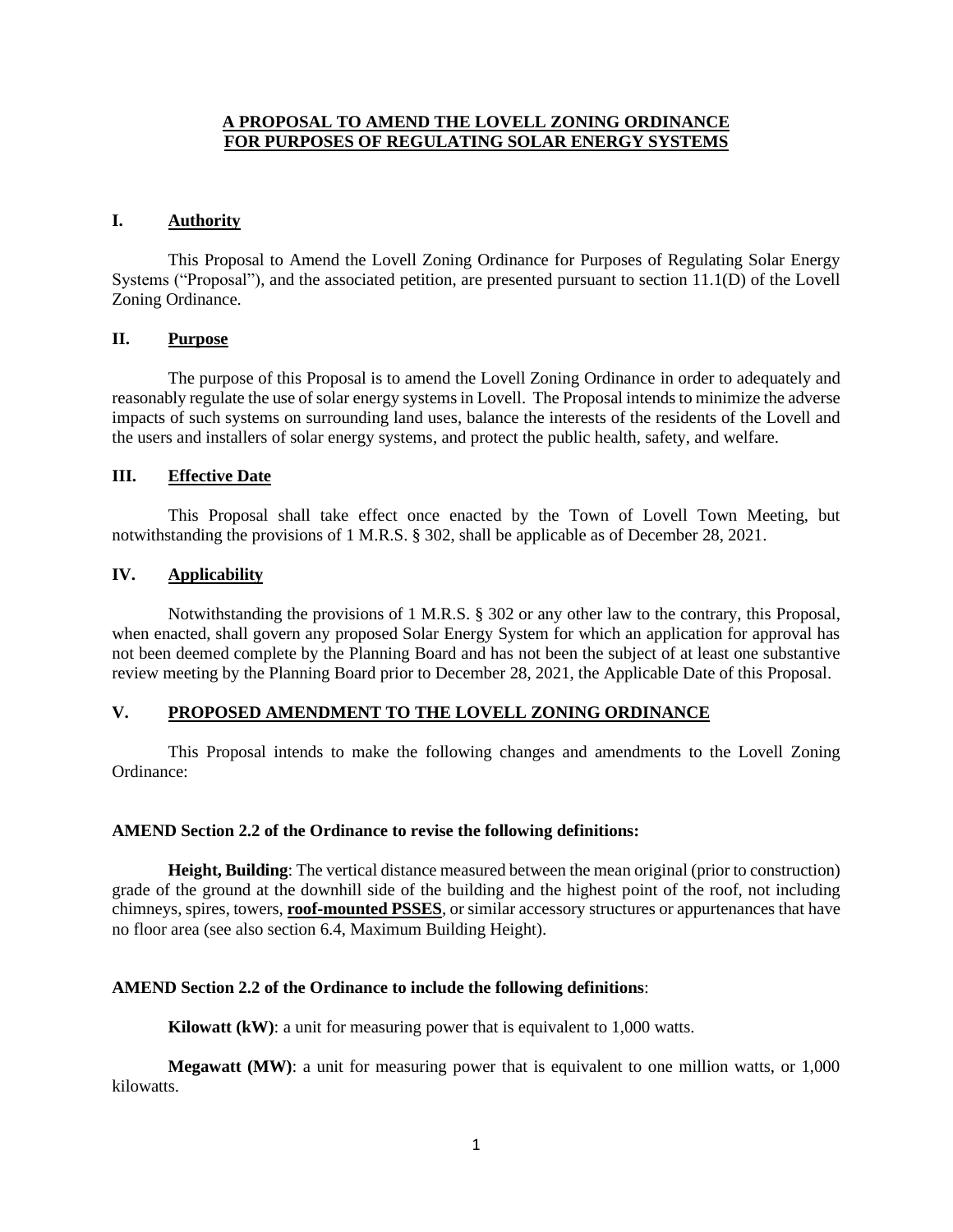# A PROPOSAL TO AMEND THE LOVELL ZONING ORDINANCE FOR PURPOSES OF REGULATING SOLAR ENERGY SYSTEMS

## I. Authority

This Proposal to Amend the Lovell Zoning Ordinance for Purposes of Regulating Solar Energy Systems ("Proposal"), and the associated petition, are presented pursuant to section 11.1(D) of the Lovell Zoning Ordinance.

## II. Purpose

The purpose of this Proposal is to amend the Lovell Zoning Ordinance in order to adequately and reasonably regulate the use of solar energy systems in Lovell. The Proposal intends to minimize the adverse impacts of such systems on surrounding land uses, balance the interests of the residents of the Lovell and the users and installers of solar energy systems, and protect the public health, safety, and welfare.

## III. Effective Date

This Proposal shall take effect once enacted by the Town of Lovell Town Meeting, but notwithstanding the provisions of 1 M.R.S. § 302, shall be applicable as of December 28, 2021.

## IV. Applicability

Notwithstanding the provisions of 1 M.R.S. § 302 or any other law to the contrary, this Proposal, when enacted, shall govern any proposed Solar Energy System for which an application for approval has not been deemed complete by the Planning Board and has not been the subject of at least one substantive review meeting by the Planning Board prior to December 28, 2021, the Applicable Date of this Proposal.

## V. PROPOSED AMENDMENT TO THE LOVELL ZONING ORDINANCE

This Proposal intends to make the following changes and amendments to the Lovell Zoning Ordinance:

**AMEND Section 2.2 of the Ordinance to revise the following definitions:**

**Height, Building**: The vertical distance measured between the mean original (prior to construction) grade of the ground at the downhill side of the building and the highest point of the roof, not including chimneys, spires, towers, **roof-mounted PSSES**, or similar accessory structures or appurtenances that have no floor area (see also section 6.4, Maximum Building Height).

**AMEND Section 2.2 of the Ordinance to include the following definitions**:

**Kilowatt (kW)**: a unit for measuring power that is equivalent to 1,000 watts.

**Megawatt (MW)**: a unit for measuring power that is equivalent to one million watts, or 1,000 kilowatts.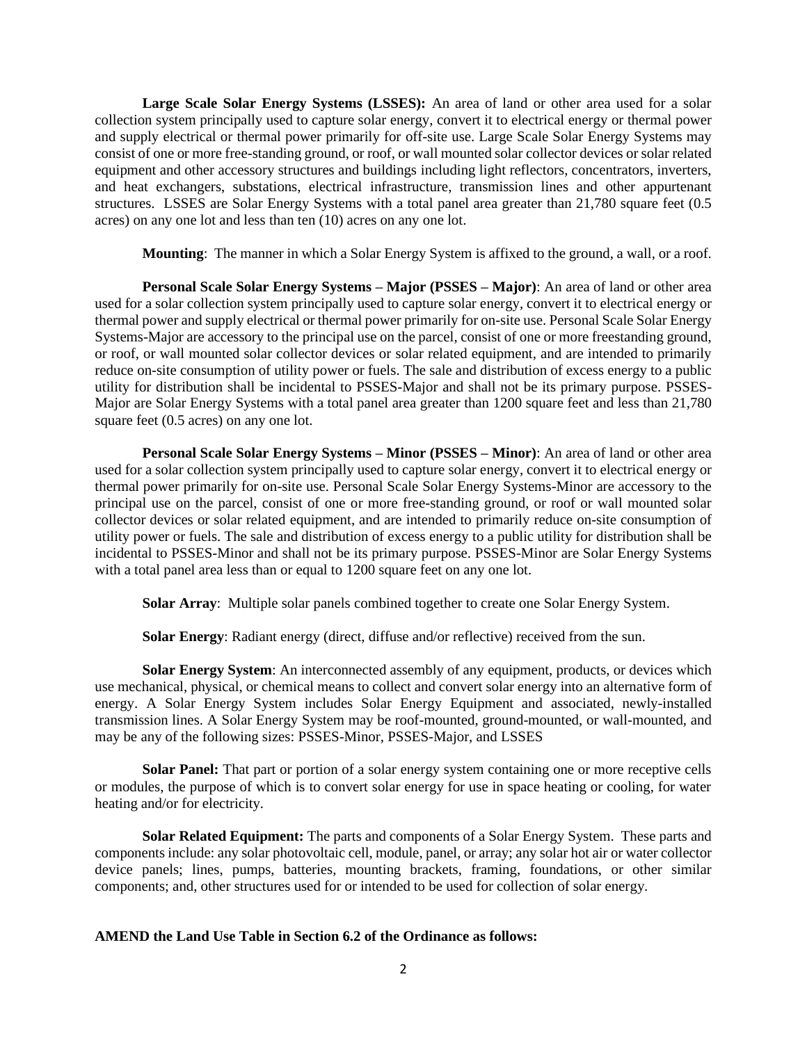**Large Scale Solar Energy Systems (LSSES):** An area of land or other area used for a solar collection system principally used to capture solar energy, convert it to electrical energy or thermal power and supply electrical or thermal power primarily for off-site use. Large Scale Solar Energy Systems may consist of one or more free-standing ground, or roof, or wall mounted solar collector devices or solar related equipment and other accessory structures and buildings including light reflectors, concentrators, inverters, and heat exchangers, substations, electrical infrastructure, transmission lines and other appurtenant structures. LSSES are Solar Energy Systems with a total panel area greater than 21,780 square feet (0.5 acres) on any one lot and less than ten (10) acres on any one lot.

**Mounting**: The manner in which a Solar Energy System is affixed to the ground, a wall, or a roof.

**Personal Scale Solar Energy Systems – Major (PSSES – Major)**: An area of land or other area used for a solar collection system principally used to capture solar energy, convert it to electrical energy or thermal power and supply electrical or thermal power primarily for on-site use. Personal Scale Solar Energy Systems-Major are accessory to the principal use on the parcel, consist of one or more freestanding ground, or roof, or wall mounted solar collector devices or solar related equipment, and are intended to primarily reduce on-site consumption of utility power or fuels. The sale and distribution of excess energy to a public utility for distribution shall be incidental to PSSES-Major and shall not be its primary purpose. PSSES-Major are Solar Energy Systems with a total panel area greater than 1200 square feet and less than 21,780 square feet (0.5 acres) on any one lot.

**Personal Scale Solar Energy Systems – Minor (PSSES – Minor)**: An area of land or other area used for a solar collection system principally used to capture solar energy, convert it to electrical energy or thermal power primarily for on-site use. Personal Scale Solar Energy Systems-Minor are accessory to the principal use on the parcel, consist of one or more free-standing ground, or roof or wall mounted solar collector devices or solar related equipment, and are intended to primarily reduce on-site consumption of utility power or fuels. The sale and distribution of excess energy to a public utility for distribution shall be incidental to PSSES-Minor and shall not be its primary purpose. PSSES-Minor are Solar Energy Systems with a total panel area less than or equal to 1200 square feet on any one lot.

**Solar Array**: Multiple solar panels combined together to create one Solar Energy System.

**Solar Energy**: Radiant energy (direct, diffuse and/or reflective) received from the sun.

**Solar Energy System**: An interconnected assembly of any equipment, products, or devices which use mechanical, physical, or chemical means to collect and convert solar energy into an alternative form of energy. A Solar Energy System includes Solar Energy Equipment and associated, newly-installed transmission lines. A Solar Energy System may be roof-mounted, ground-mounted, or wall-mounted, and may be any of the following sizes: PSSES-Minor, PSSES-Major, and LSSES

**Solar Panel:** That part or portion of a solar energy system containing one or more receptive cells or modules, the purpose of which is to convert solar energy for use in space heating or cooling, for water heating and/or for electricity.

**Solar Related Equipment:** The parts and components of a Solar Energy System. These parts and components include: any solar photovoltaic cell, module, panel, or array; any solar hot air or water collector device panels; lines, pumps, batteries, mounting brackets, framing, foundations, or other similar components; and, other structures used for or intended to be used for collection of solar energy.

**AMEND the Land Use Table in Section 6.2 of the Ordinance as follows:**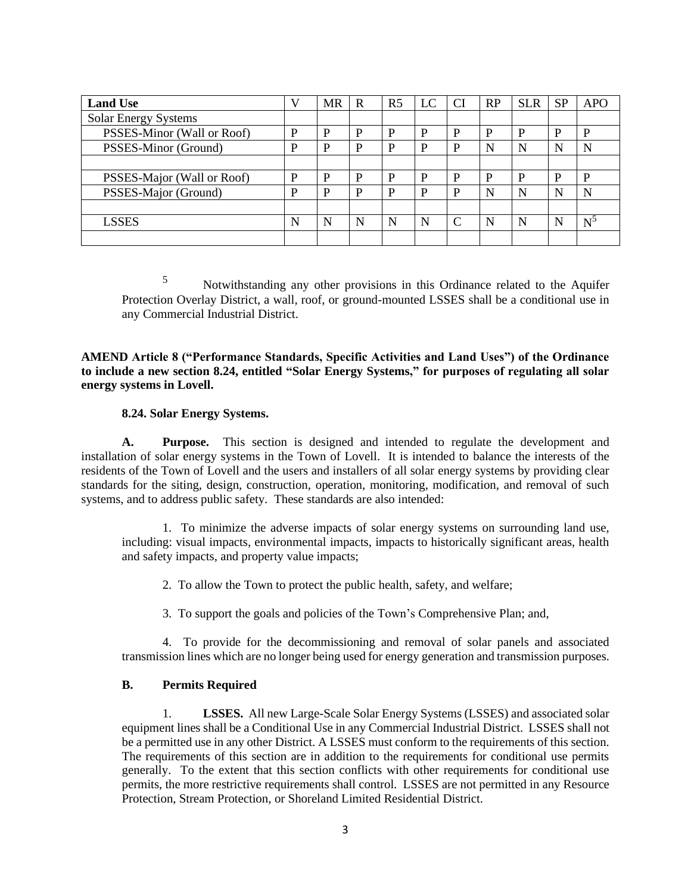| Land Use | V | MR | R | R5 | LC | CI | RP | SLR | SP | APO |
|---|---|---|---|---|---|---|---|---|---|---|
| Solar Energy Systems | | | | | | | | | | |
| PSSES-Minor (Wall or Roof) | P | P | P | P | P | P | P | P | P | P |
| PSSES-Minor (Ground) | P | P | P | P | P | P | N | N | N | N |
| | | | | | | | | | | |
| PSSES-Major (Wall or Roof) | P | P | P | P | P | P | P | P | P | P |
| PSSES-Major (Ground) | P | P | P | P | P | P | N | N | N | N |
| | | | | | | | | | | |
| LSSES | N | N | N | N | N | C | N | N | N | N[5] |
| | | | | | | | | | | |

[5] Notwithstanding any other provisions in this Ordinance related to the Aquifer Protection Overlay District, a wall, roof, or ground-mounted LSSES shall be a conditional use in any Commercial Industrial District.

**AMEND Article 8 ("Performance Standards, Specific Activities and Land Uses") of the Ordinance to include a new section 8.24, entitled "Solar Energy Systems," for purposes of regulating all solar energy systems in Lovell.**

**8.24. Solar Energy Systems.**

**A. Purpose.** This section is designed and intended to regulate the development and installation of solar energy systems in the Town of Lovell. It is intended to balance the interests of the residents of the Town of Lovell and the users and installers of all solar energy systems by providing clear standards for the siting, design, construction, operation, monitoring, modification, and removal of such systems, and to address public safety. These standards are also intended:

1. To minimize the adverse impacts of solar energy systems on surrounding land use, including: visual impacts, environmental impacts, impacts to historically significant areas, health and safety impacts, and property value impacts;

2. To allow the Town to protect the public health, safety, and welfare;

3. To support the goals and policies of the Town's Comprehensive Plan; and,

4. To provide for the decommissioning and removal of solar panels and associated transmission lines which are no longer being used for energy generation and transmission purposes.

**B. Permits Required**

1. **LSSES.** All new Large-Scale Solar Energy Systems (LSSES) and associated solar equipment lines shall be a Conditional Use in any Commercial Industrial District. LSSES shall not be a permitted use in any other District. A LSSES must conform to the requirements of this section. The requirements of this section are in addition to the requirements for conditional use permits generally. To the extent that this section conflicts with other requirements for conditional use permits, the more restrictive requirements shall control. LSSES are not permitted in any Resource Protection, Stream Protection, or Shoreland Limited Residential District.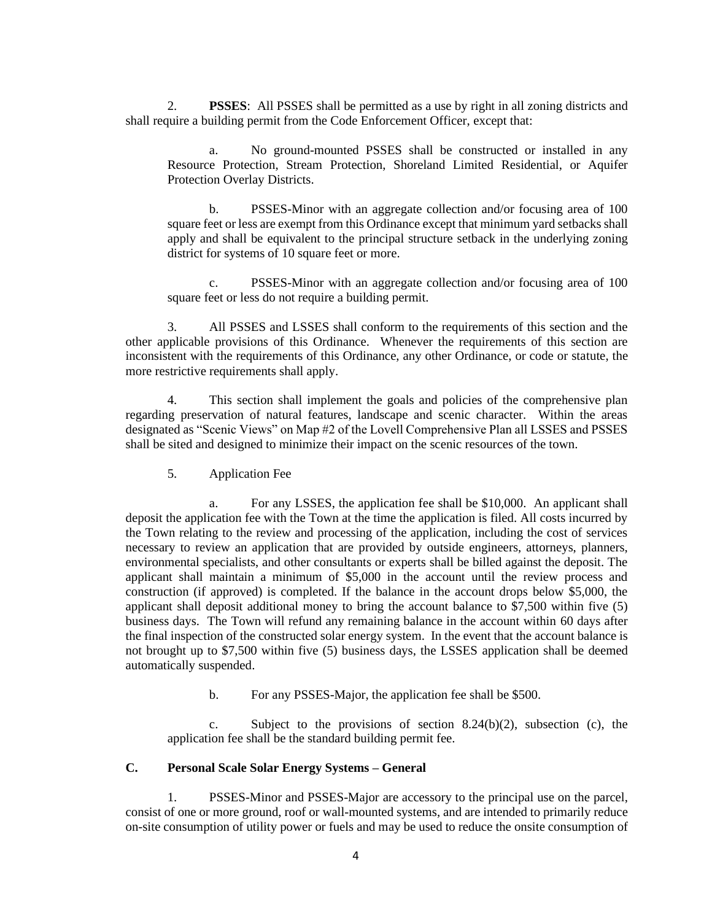2. **PSSES**: All PSSES shall be permitted as a use by right in all zoning districts and shall require a building permit from the Code Enforcement Officer, except that:

a. No ground-mounted PSSES shall be constructed or installed in any Resource Protection, Stream Protection, Shoreland Limited Residential, or Aquifer Protection Overlay Districts.

b. PSSES-Minor with an aggregate collection and/or focusing area of 100 square feet or less are exempt from this Ordinance except that minimum yard setbacks shall apply and shall be equivalent to the principal structure setback in the underlying zoning district for systems of 10 square feet or more.

c. PSSES-Minor with an aggregate collection and/or focusing area of 100 square feet or less do not require a building permit.

3. All PSSES and LSSES shall conform to the requirements of this section and the other applicable provisions of this Ordinance. Whenever the requirements of this section are inconsistent with the requirements of this Ordinance, any other Ordinance, or code or statute, the more restrictive requirements shall apply.

4. This section shall implement the goals and policies of the comprehensive plan regarding preservation of natural features, landscape and scenic character. Within the areas designated as "Scenic Views" on Map #2 of the Lovell Comprehensive Plan all LSSES and PSSES shall be sited and designed to minimize their impact on the scenic resources of the town.

5. Application Fee

a. For any LSSES, the application fee shall be $10,000. An applicant shall deposit the application fee with the Town at the time the application is filed. All costs incurred by the Town relating to the review and processing of the application, including the cost of services necessary to review an application that are provided by outside engineers, attorneys, planners, environmental specialists, and other consultants or experts shall be billed against the deposit. The applicant shall maintain a minimum of $5,000 in the account until the review process and construction (if approved) is completed. If the balance in the account drops below $5,000, the applicant shall deposit additional money to bring the account balance to $7,500 within five (5) business days. The Town will refund any remaining balance in the account within 60 days after the final inspection of the constructed solar energy system. In the event that the account balance is not brought up to $7,500 within five (5) business days, the LSSES application shall be deemed automatically suspended.

b. For any PSSES-Major, the application fee shall be $500.

c. Subject to the provisions of section 8.24(b)(2), subsection (c), the application fee shall be the standard building permit fee.

## C. Personal Scale Solar Energy Systems – General

1. PSSES-Minor and PSSES-Major are accessory to the principal use on the parcel, consist of one or more ground, roof or wall-mounted systems, and are intended to primarily reduce on-site consumption of utility power or fuels and may be used to reduce the onsite consumption of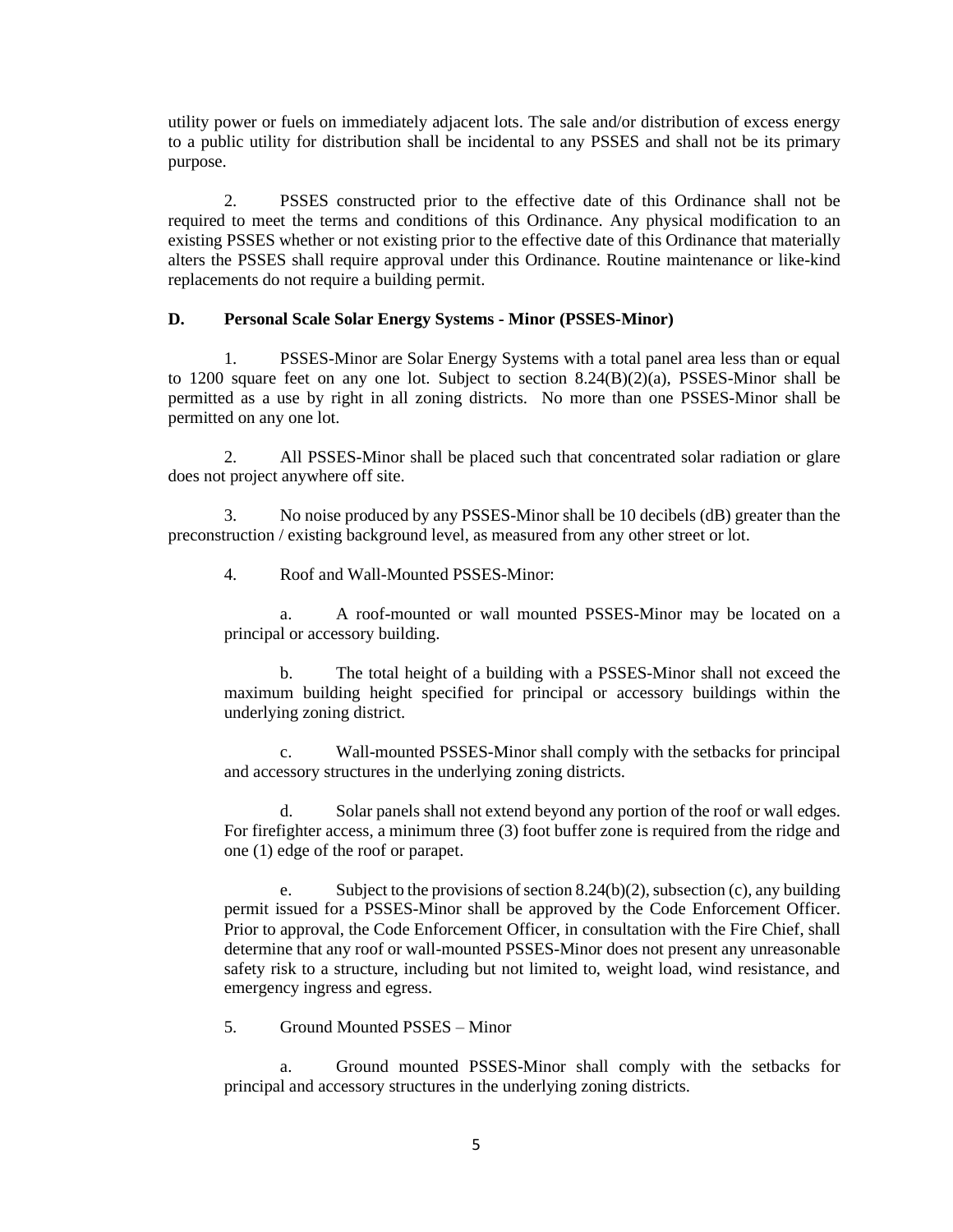utility power or fuels on immediately adjacent lots. The sale and/or distribution of excess energy to a public utility for distribution shall be incidental to any PSSES and shall not be its primary purpose.

2. PSSES constructed prior to the effective date of this Ordinance shall not be required to meet the terms and conditions of this Ordinance. Any physical modification to an existing PSSES whether or not existing prior to the effective date of this Ordinance that materially alters the PSSES shall require approval under this Ordinance. Routine maintenance or like-kind replacements do not require a building permit.

### D. Personal Scale Solar Energy Systems - Minor (PSSES-Minor)

1. PSSES-Minor are Solar Energy Systems with a total panel area less than or equal to 1200 square feet on any one lot. Subject to section 8.24(B)(2)(a), PSSES-Minor shall be permitted as a use by right in all zoning districts. No more than one PSSES-Minor shall be permitted on any one lot.

2. All PSSES-Minor shall be placed such that concentrated solar radiation or glare does not project anywhere off site.

3. No noise produced by any PSSES-Minor shall be 10 decibels (dB) greater than the preconstruction / existing background level, as measured from any other street or lot.

4. Roof and Wall-Mounted PSSES-Minor:

   a. A roof-mounted or wall mounted PSSES-Minor may be located on a principal or accessory building.

   b. The total height of a building with a PSSES-Minor shall not exceed the maximum building height specified for principal or accessory buildings within the underlying zoning district.

   c. Wall-mounted PSSES-Minor shall comply with the setbacks for principal and accessory structures in the underlying zoning districts.

   d. Solar panels shall not extend beyond any portion of the roof or wall edges. For firefighter access, a minimum three (3) foot buffer zone is required from the ridge and one (1) edge of the roof or parapet.

   e. Subject to the provisions of section 8.24(b)(2), subsection (c), any building permit issued for a PSSES-Minor shall be approved by the Code Enforcement Officer. Prior to approval, the Code Enforcement Officer, in consultation with the Fire Chief, shall determine that any roof or wall-mounted PSSES-Minor does not present any unreasonable safety risk to a structure, including but not limited to, weight load, wind resistance, and emergency ingress and egress.

5. Ground Mounted PSSES – Minor

   a. Ground mounted PSSES-Minor shall comply with the setbacks for principal and accessory structures in the underlying zoning districts.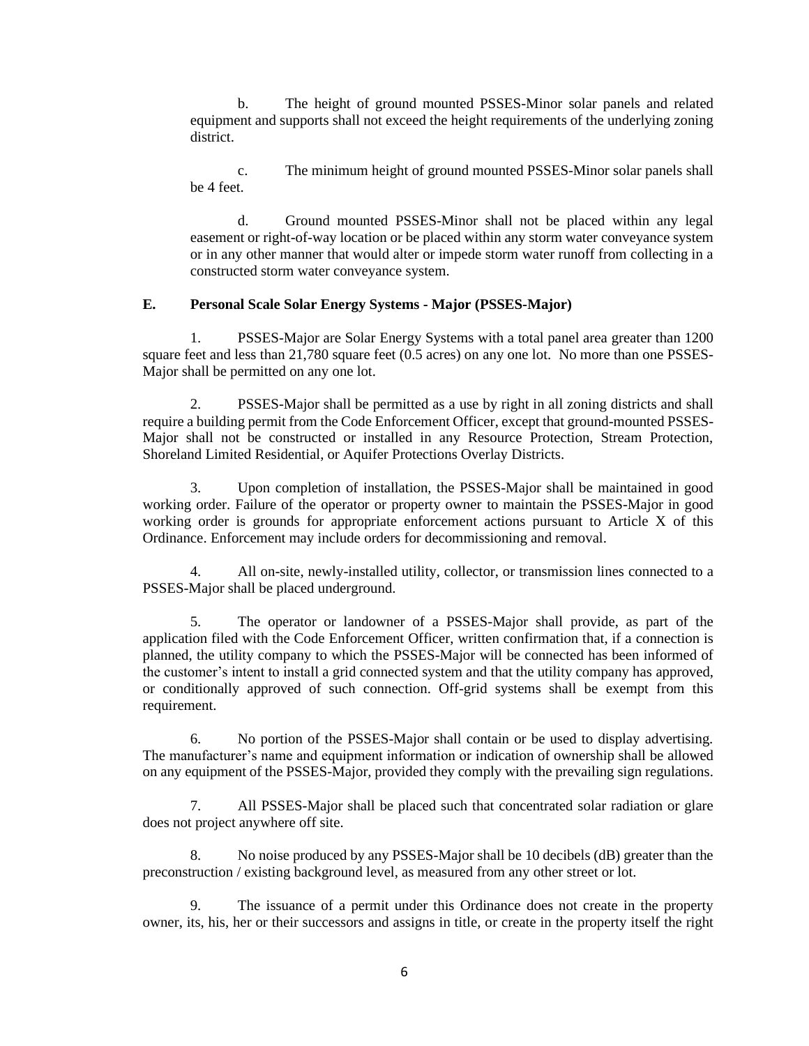b. The height of ground mounted PSSES-Minor solar panels and related equipment and supports shall not exceed the height requirements of the underlying zoning district.

c. The minimum height of ground mounted PSSES-Minor solar panels shall be 4 feet.

d. Ground mounted PSSES-Minor shall not be placed within any legal easement or right-of-way location or be placed within any storm water conveyance system or in any other manner that would alter or impede storm water runoff from collecting in a constructed storm water conveyance system.

**E. Personal Scale Solar Energy Systems - Major (PSSES-Major)**

1. PSSES-Major are Solar Energy Systems with a total panel area greater than 1200 square feet and less than 21,780 square feet (0.5 acres) on any one lot. No more than one PSSES-Major shall be permitted on any one lot.

2. PSSES-Major shall be permitted as a use by right in all zoning districts and shall require a building permit from the Code Enforcement Officer, except that ground-mounted PSSES-Major shall not be constructed or installed in any Resource Protection, Stream Protection, Shoreland Limited Residential, or Aquifer Protections Overlay Districts.

3. Upon completion of installation, the PSSES-Major shall be maintained in good working order. Failure of the operator or property owner to maintain the PSSES-Major in good working order is grounds for appropriate enforcement actions pursuant to Article X of this Ordinance. Enforcement may include orders for decommissioning and removal.

4. All on-site, newly-installed utility, collector, or transmission lines connected to a PSSES-Major shall be placed underground.

5. The operator or landowner of a PSSES-Major shall provide, as part of the application filed with the Code Enforcement Officer, written confirmation that, if a connection is planned, the utility company to which the PSSES-Major will be connected has been informed of the customer's intent to install a grid connected system and that the utility company has approved, or conditionally approved of such connection. Off-grid systems shall be exempt from this requirement.

6. No portion of the PSSES-Major shall contain or be used to display advertising. The manufacturer's name and equipment information or indication of ownership shall be allowed on any equipment of the PSSES-Major, provided they comply with the prevailing sign regulations.

7. All PSSES-Major shall be placed such that concentrated solar radiation or glare does not project anywhere off site.

8. No noise produced by any PSSES-Major shall be 10 decibels (dB) greater than the preconstruction / existing background level, as measured from any other street or lot.

9. The issuance of a permit under this Ordinance does not create in the property owner, its, his, her or their successors and assigns in title, or create in the property itself the right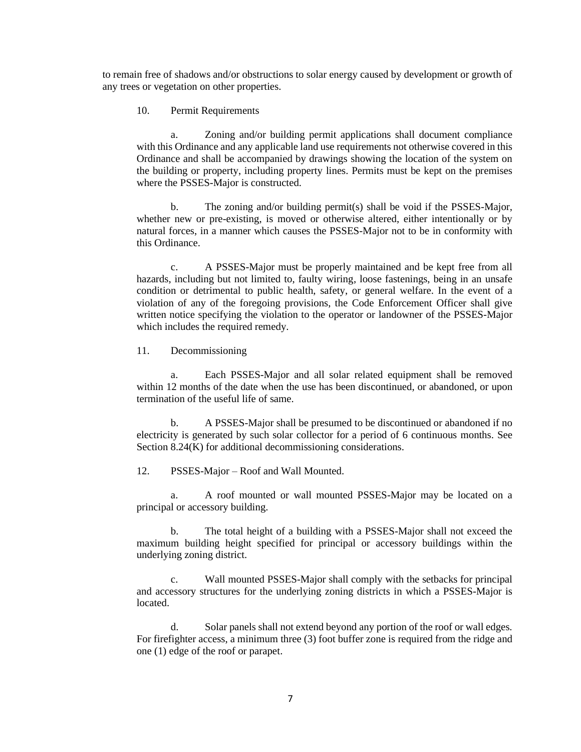to remain free of shadows and/or obstructions to solar energy caused by development or growth of any trees or vegetation on other properties.

10. Permit Requirements

a. Zoning and/or building permit applications shall document compliance with this Ordinance and any applicable land use requirements not otherwise covered in this Ordinance and shall be accompanied by drawings showing the location of the system on the building or property, including property lines. Permits must be kept on the premises where the PSSES-Major is constructed.

b. The zoning and/or building permit(s) shall be void if the PSSES-Major, whether new or pre-existing, is moved or otherwise altered, either intentionally or by natural forces, in a manner which causes the PSSES-Major not to be in conformity with this Ordinance.

c. A PSSES-Major must be properly maintained and be kept free from all hazards, including but not limited to, faulty wiring, loose fastenings, being in an unsafe condition or detrimental to public health, safety, or general welfare. In the event of a violation of any of the foregoing provisions, the Code Enforcement Officer shall give written notice specifying the violation to the operator or landowner of the PSSES-Major which includes the required remedy.

11. Decommissioning

a. Each PSSES-Major and all solar related equipment shall be removed within 12 months of the date when the use has been discontinued, or abandoned, or upon termination of the useful life of same.

b. A PSSES-Major shall be presumed to be discontinued or abandoned if no electricity is generated by such solar collector for a period of 6 continuous months. See Section 8.24(K) for additional decommissioning considerations.

12. PSSES-Major – Roof and Wall Mounted.

a. A roof mounted or wall mounted PSSES-Major may be located on a principal or accessory building.

b. The total height of a building with a PSSES-Major shall not exceed the maximum building height specified for principal or accessory buildings within the underlying zoning district.

c. Wall mounted PSSES-Major shall comply with the setbacks for principal and accessory structures for the underlying zoning districts in which a PSSES-Major is located.

d. Solar panels shall not extend beyond any portion of the roof or wall edges. For firefighter access, a minimum three (3) foot buffer zone is required from the ridge and one (1) edge of the roof or parapet.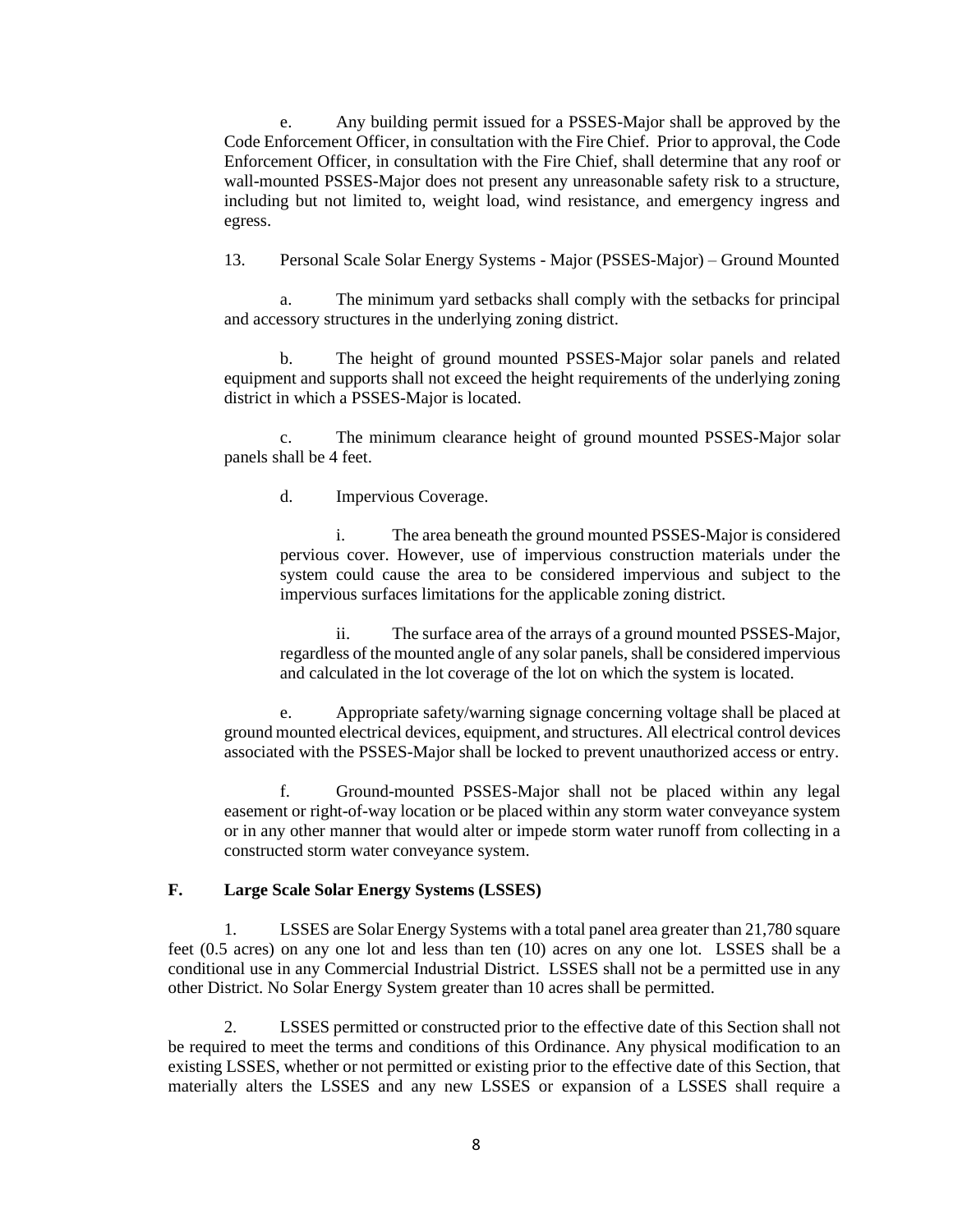e. Any building permit issued for a PSSES-Major shall be approved by the Code Enforcement Officer, in consultation with the Fire Chief. Prior to approval, the Code Enforcement Officer, in consultation with the Fire Chief, shall determine that any roof or wall-mounted PSSES-Major does not present any unreasonable safety risk to a structure, including but not limited to, weight load, wind resistance, and emergency ingress and egress.

13. Personal Scale Solar Energy Systems - Major (PSSES-Major) – Ground Mounted

a. The minimum yard setbacks shall comply with the setbacks for principal and accessory structures in the underlying zoning district.

b. The height of ground mounted PSSES-Major solar panels and related equipment and supports shall not exceed the height requirements of the underlying zoning district in which a PSSES-Major is located.

c. The minimum clearance height of ground mounted PSSES-Major solar panels shall be 4 feet.

d. Impervious Coverage.

i. The area beneath the ground mounted PSSES-Major is considered pervious cover. However, use of impervious construction materials under the system could cause the area to be considered impervious and subject to the impervious surfaces limitations for the applicable zoning district.

ii. The surface area of the arrays of a ground mounted PSSES-Major, regardless of the mounted angle of any solar panels, shall be considered impervious and calculated in the lot coverage of the lot on which the system is located.

e. Appropriate safety/warning signage concerning voltage shall be placed at ground mounted electrical devices, equipment, and structures. All electrical control devices associated with the PSSES-Major shall be locked to prevent unauthorized access or entry.

f. Ground-mounted PSSES-Major shall not be placed within any legal easement or right-of-way location or be placed within any storm water conveyance system or in any other manner that would alter or impede storm water runoff from collecting in a constructed storm water conveyance system.

**F. Large Scale Solar Energy Systems (LSSES)**

1. LSSES are Solar Energy Systems with a total panel area greater than 21,780 square feet (0.5 acres) on any one lot and less than ten (10) acres on any one lot. LSSES shall be a conditional use in any Commercial Industrial District. LSSES shall not be a permitted use in any other District. No Solar Energy System greater than 10 acres shall be permitted.

2. LSSES permitted or constructed prior to the effective date of this Section shall not be required to meet the terms and conditions of this Ordinance. Any physical modification to an existing LSSES, whether or not permitted or existing prior to the effective date of this Section, that materially alters the LSSES and any new LSSES or expansion of a LSSES shall require a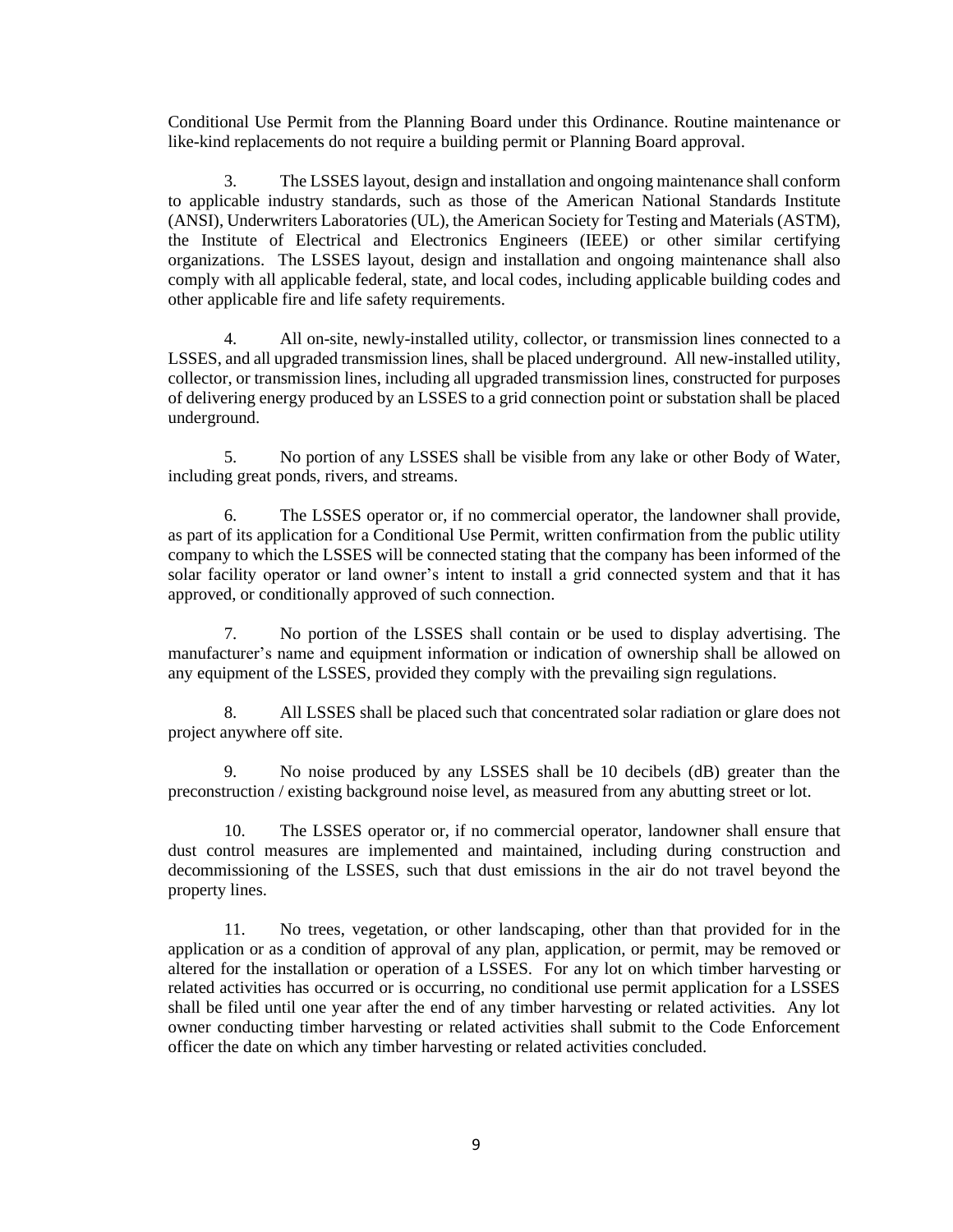Conditional Use Permit from the Planning Board under this Ordinance. Routine maintenance or like-kind replacements do not require a building permit or Planning Board approval.

3. The LSSES layout, design and installation and ongoing maintenance shall conform to applicable industry standards, such as those of the American National Standards Institute (ANSI), Underwriters Laboratories (UL), the American Society for Testing and Materials (ASTM), the Institute of Electrical and Electronics Engineers (IEEE) or other similar certifying organizations. The LSSES layout, design and installation and ongoing maintenance shall also comply with all applicable federal, state, and local codes, including applicable building codes and other applicable fire and life safety requirements.

4. All on-site, newly-installed utility, collector, or transmission lines connected to a LSSES, and all upgraded transmission lines, shall be placed underground. All new-installed utility, collector, or transmission lines, including all upgraded transmission lines, constructed for purposes of delivering energy produced by an LSSES to a grid connection point or substation shall be placed underground.

5. No portion of any LSSES shall be visible from any lake or other Body of Water, including great ponds, rivers, and streams.

6. The LSSES operator or, if no commercial operator, the landowner shall provide, as part of its application for a Conditional Use Permit, written confirmation from the public utility company to which the LSSES will be connected stating that the company has been informed of the solar facility operator or land owner's intent to install a grid connected system and that it has approved, or conditionally approved of such connection.

7. No portion of the LSSES shall contain or be used to display advertising. The manufacturer's name and equipment information or indication of ownership shall be allowed on any equipment of the LSSES, provided they comply with the prevailing sign regulations.

8. All LSSES shall be placed such that concentrated solar radiation or glare does not project anywhere off site.

9. No noise produced by any LSSES shall be 10 decibels (dB) greater than the preconstruction / existing background noise level, as measured from any abutting street or lot.

10. The LSSES operator or, if no commercial operator, landowner shall ensure that dust control measures are implemented and maintained, including during construction and decommissioning of the LSSES, such that dust emissions in the air do not travel beyond the property lines.

11. No trees, vegetation, or other landscaping, other than that provided for in the application or as a condition of approval of any plan, application, or permit, may be removed or altered for the installation or operation of a LSSES. For any lot on which timber harvesting or related activities has occurred or is occurring, no conditional use permit application for a LSSES shall be filed until one year after the end of any timber harvesting or related activities. Any lot owner conducting timber harvesting or related activities shall submit to the Code Enforcement officer the date on which any timber harvesting or related activities concluded.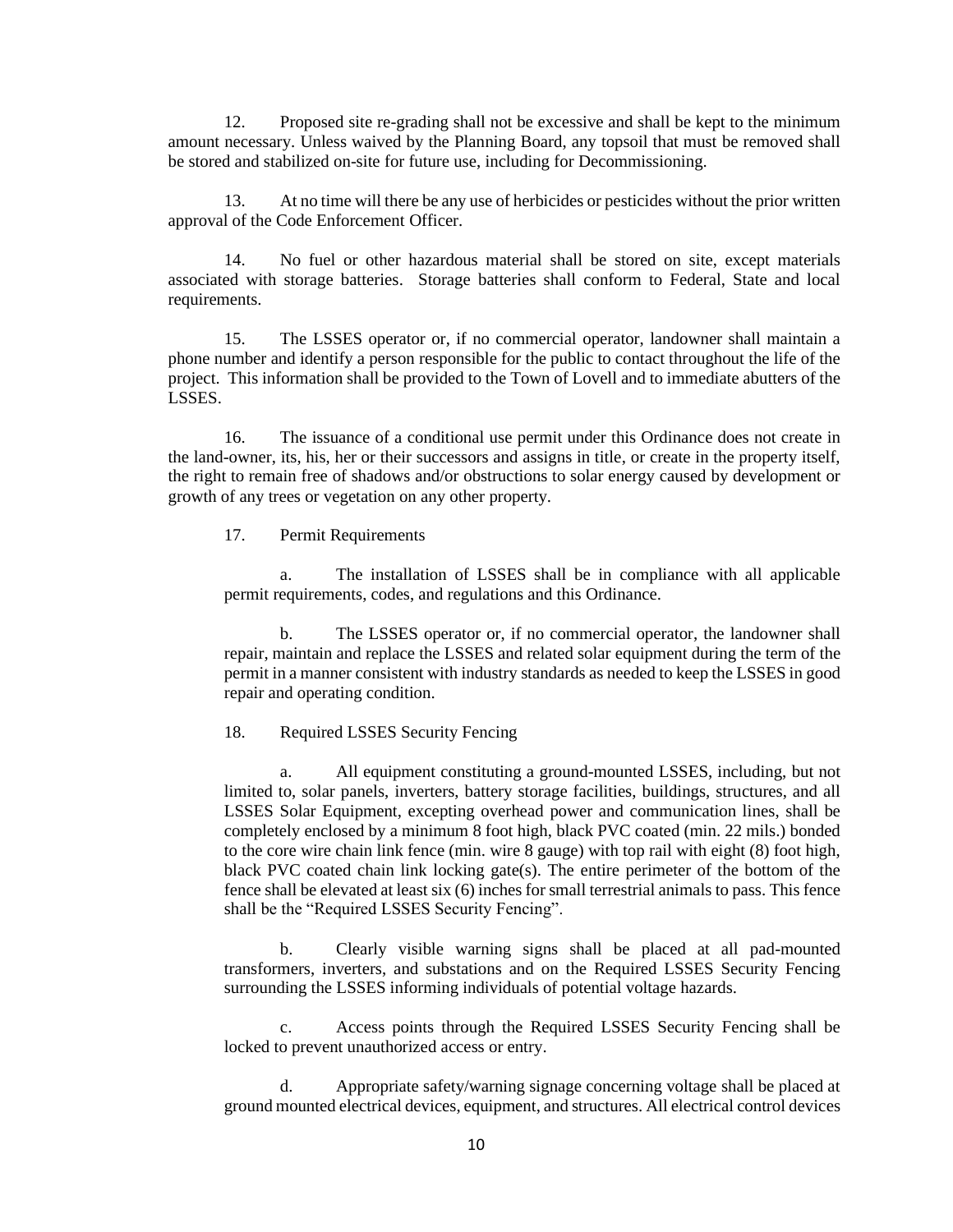12. Proposed site re-grading shall not be excessive and shall be kept to the minimum amount necessary. Unless waived by the Planning Board, any topsoil that must be removed shall be stored and stabilized on-site for future use, including for Decommissioning.

13. At no time will there be any use of herbicides or pesticides without the prior written approval of the Code Enforcement Officer.

14. No fuel or other hazardous material shall be stored on site, except materials associated with storage batteries. Storage batteries shall conform to Federal, State and local requirements.

15. The LSSES operator or, if no commercial operator, landowner shall maintain a phone number and identify a person responsible for the public to contact throughout the life of the project. This information shall be provided to the Town of Lovell and to immediate abutters of the LSSES.

16. The issuance of a conditional use permit under this Ordinance does not create in the land-owner, its, his, her or their successors and assigns in title, or create in the property itself, the right to remain free of shadows and/or obstructions to solar energy caused by development or growth of any trees or vegetation on any other property.

17. Permit Requirements

a. The installation of LSSES shall be in compliance with all applicable permit requirements, codes, and regulations and this Ordinance.

b. The LSSES operator or, if no commercial operator, the landowner shall repair, maintain and replace the LSSES and related solar equipment during the term of the permit in a manner consistent with industry standards as needed to keep the LSSES in good repair and operating condition.

18. Required LSSES Security Fencing

a. All equipment constituting a ground-mounted LSSES, including, but not limited to, solar panels, inverters, battery storage facilities, buildings, structures, and all LSSES Solar Equipment, excepting overhead power and communication lines, shall be completely enclosed by a minimum 8 foot high, black PVC coated (min. 22 mils.) bonded to the core wire chain link fence (min. wire 8 gauge) with top rail with eight (8) foot high, black PVC coated chain link locking gate(s). The entire perimeter of the bottom of the fence shall be elevated at least six (6) inches for small terrestrial animals to pass. This fence shall be the "Required LSSES Security Fencing".

b. Clearly visible warning signs shall be placed at all pad-mounted transformers, inverters, and substations and on the Required LSSES Security Fencing surrounding the LSSES informing individuals of potential voltage hazards.

c. Access points through the Required LSSES Security Fencing shall be locked to prevent unauthorized access or entry.

d. Appropriate safety/warning signage concerning voltage shall be placed at ground mounted electrical devices, equipment, and structures. All electrical control devices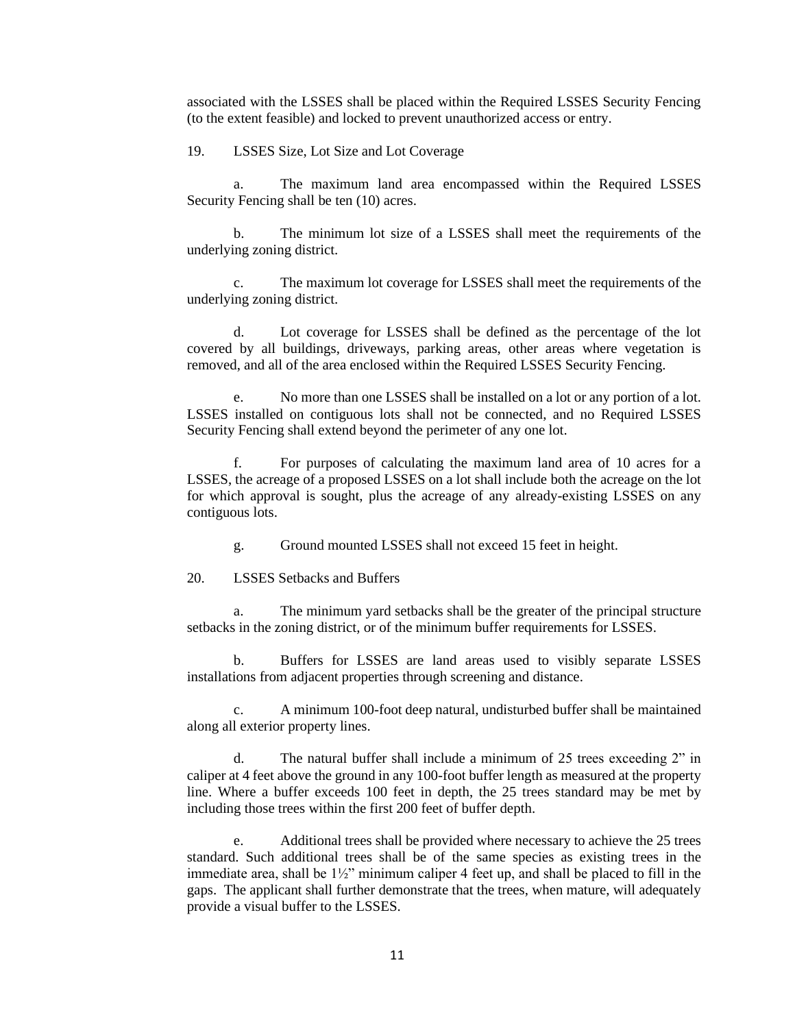associated with the LSSES shall be placed within the Required LSSES Security Fencing (to the extent feasible) and locked to prevent unauthorized access or entry.

19. LSSES Size, Lot Size and Lot Coverage

a. The maximum land area encompassed within the Required LSSES Security Fencing shall be ten (10) acres.

b. The minimum lot size of a LSSES shall meet the requirements of the underlying zoning district.

c. The maximum lot coverage for LSSES shall meet the requirements of the underlying zoning district.

d. Lot coverage for LSSES shall be defined as the percentage of the lot covered by all buildings, driveways, parking areas, other areas where vegetation is removed, and all of the area enclosed within the Required LSSES Security Fencing.

e. No more than one LSSES shall be installed on a lot or any portion of a lot. LSSES installed on contiguous lots shall not be connected, and no Required LSSES Security Fencing shall extend beyond the perimeter of any one lot.

f. For purposes of calculating the maximum land area of 10 acres for a LSSES, the acreage of a proposed LSSES on a lot shall include both the acreage on the lot for which approval is sought, plus the acreage of any already-existing LSSES on any contiguous lots.

g. Ground mounted LSSES shall not exceed 15 feet in height.

20. LSSES Setbacks and Buffers

a. The minimum yard setbacks shall be the greater of the principal structure setbacks in the zoning district, or of the minimum buffer requirements for LSSES.

b. Buffers for LSSES are land areas used to visibly separate LSSES installations from adjacent properties through screening and distance.

c. A minimum 100-foot deep natural, undisturbed buffer shall be maintained along all exterior property lines.

d. The natural buffer shall include a minimum of 25 trees exceeding 2" in caliper at 4 feet above the ground in any 100-foot buffer length as measured at the property line. Where a buffer exceeds 100 feet in depth, the 25 trees standard may be met by including those trees within the first 200 feet of buffer depth.

e. Additional trees shall be provided where necessary to achieve the 25 trees standard. Such additional trees shall be of the same species as existing trees in the immediate area, shall be 1½" minimum caliper 4 feet up, and shall be placed to fill in the gaps. The applicant shall further demonstrate that the trees, when mature, will adequately provide a visual buffer to the LSSES.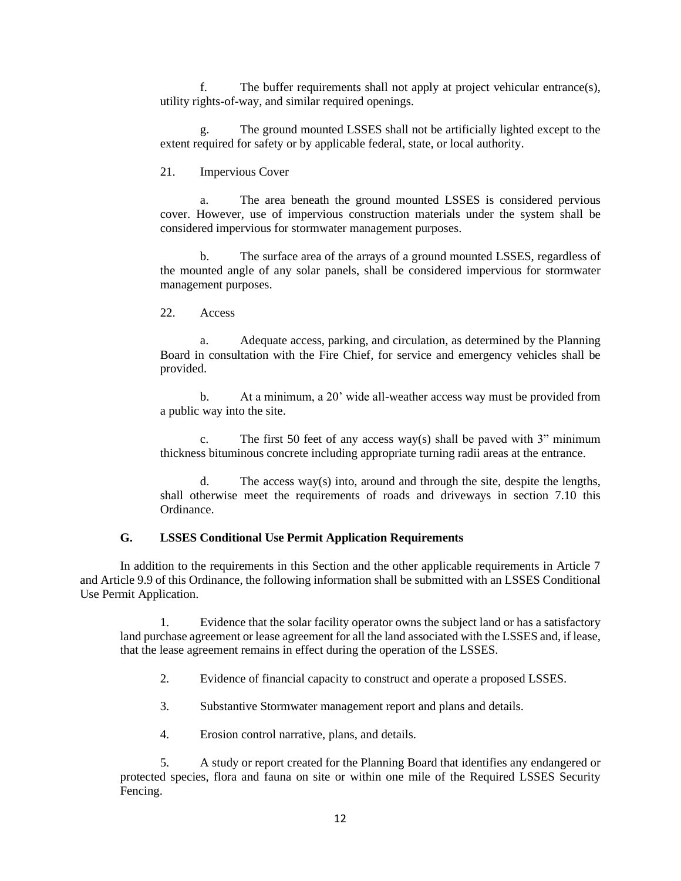f. The buffer requirements shall not apply at project vehicular entrance(s), utility rights-of-way, and similar required openings.

g. The ground mounted LSSES shall not be artificially lighted except to the extent required for safety or by applicable federal, state, or local authority.

21. Impervious Cover

a. The area beneath the ground mounted LSSES is considered pervious cover. However, use of impervious construction materials under the system shall be considered impervious for stormwater management purposes.

b. The surface area of the arrays of a ground mounted LSSES, regardless of the mounted angle of any solar panels, shall be considered impervious for stormwater management purposes.

22. Access

a. Adequate access, parking, and circulation, as determined by the Planning Board in consultation with the Fire Chief, for service and emergency vehicles shall be provided.

b. At a minimum, a 20' wide all-weather access way must be provided from a public way into the site.

c. The first 50 feet of any access way(s) shall be paved with 3" minimum thickness bituminous concrete including appropriate turning radii areas at the entrance.

d. The access way(s) into, around and through the site, despite the lengths, shall otherwise meet the requirements of roads and driveways in section 7.10 this Ordinance.

### G. LSSES Conditional Use Permit Application Requirements

In addition to the requirements in this Section and the other applicable requirements in Article 7 and Article 9.9 of this Ordinance, the following information shall be submitted with an LSSES Conditional Use Permit Application.

1. Evidence that the solar facility operator owns the subject land or has a satisfactory land purchase agreement or lease agreement for all the land associated with the LSSES and, if lease, that the lease agreement remains in effect during the operation of the LSSES.

2. Evidence of financial capacity to construct and operate a proposed LSSES.

3. Substantive Stormwater management report and plans and details.

4. Erosion control narrative, plans, and details.

5. A study or report created for the Planning Board that identifies any endangered or protected species, flora and fauna on site or within one mile of the Required LSSES Security Fencing.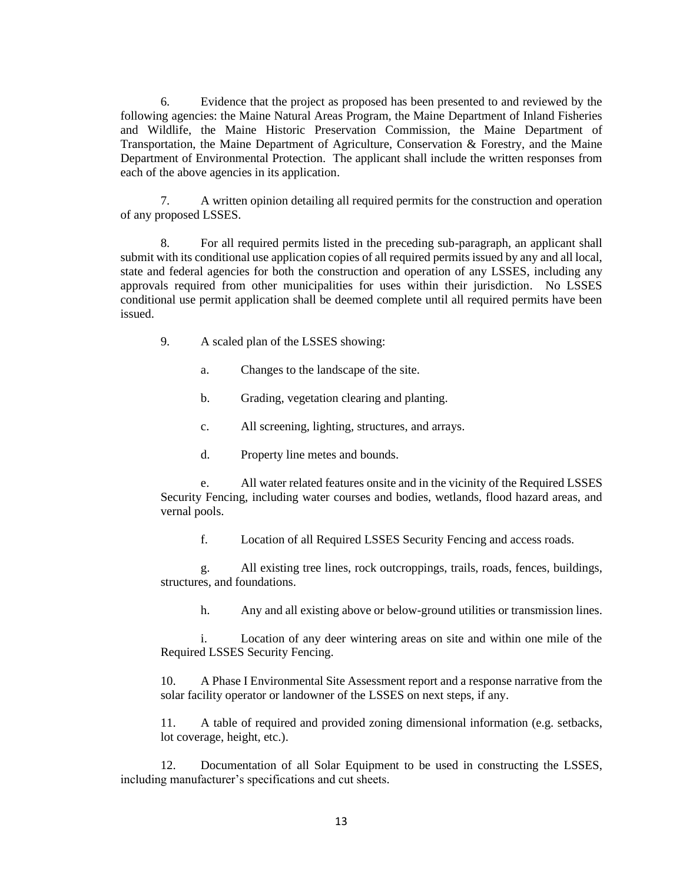6. Evidence that the project as proposed has been presented to and reviewed by the following agencies: the Maine Natural Areas Program, the Maine Department of Inland Fisheries and Wildlife, the Maine Historic Preservation Commission, the Maine Department of Transportation, the Maine Department of Agriculture, Conservation & Forestry, and the Maine Department of Environmental Protection. The applicant shall include the written responses from each of the above agencies in its application.

7. A written opinion detailing all required permits for the construction and operation of any proposed LSSES.

8. For all required permits listed in the preceding sub-paragraph, an applicant shall submit with its conditional use application copies of all required permits issued by any and all local, state and federal agencies for both the construction and operation of any LSSES, including any approvals required from other municipalities for uses within their jurisdiction. No LSSES conditional use permit application shall be deemed complete until all required permits have been issued.

9. A scaled plan of the LSSES showing:

   a. Changes to the landscape of the site.

   b. Grading, vegetation clearing and planting.

   c. All screening, lighting, structures, and arrays.

   d. Property line metes and bounds.

   e. All water related features onsite and in the vicinity of the Required LSSES Security Fencing, including water courses and bodies, wetlands, flood hazard areas, and vernal pools.

   f. Location of all Required LSSES Security Fencing and access roads.

   g. All existing tree lines, rock outcroppings, trails, roads, fences, buildings, structures, and foundations.

   h. Any and all existing above or below-ground utilities or transmission lines.

   i. Location of any deer wintering areas on site and within one mile of the Required LSSES Security Fencing.

10. A Phase I Environmental Site Assessment report and a response narrative from the solar facility operator or landowner of the LSSES on next steps, if any.

11. A table of required and provided zoning dimensional information (e.g. setbacks, lot coverage, height, etc.).

12. Documentation of all Solar Equipment to be used in constructing the LSSES, including manufacturer's specifications and cut sheets.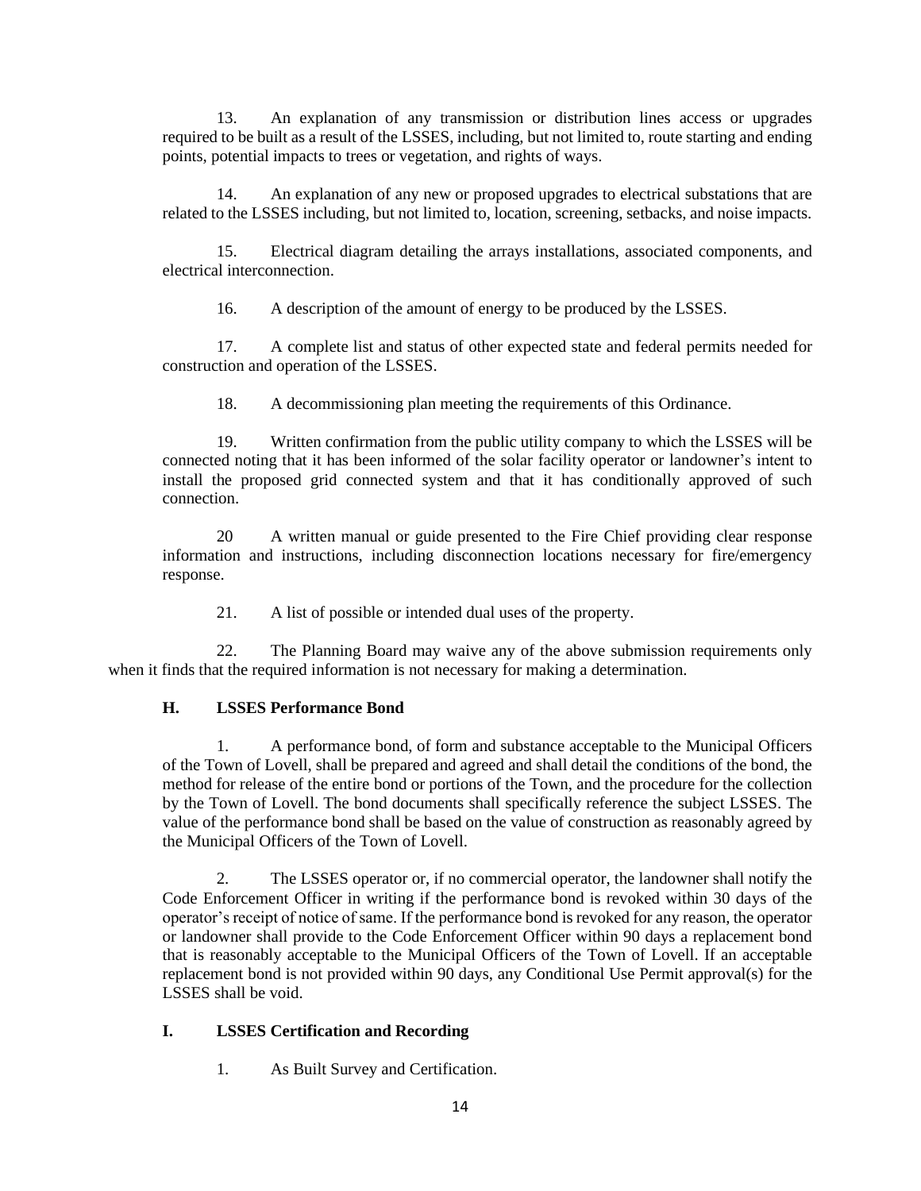13. An explanation of any transmission or distribution lines access or upgrades required to be built as a result of the LSSES, including, but not limited to, route starting and ending points, potential impacts to trees or vegetation, and rights of ways.

14. An explanation of any new or proposed upgrades to electrical substations that are related to the LSSES including, but not limited to, location, screening, setbacks, and noise impacts.

15. Electrical diagram detailing the arrays installations, associated components, and electrical interconnection.

16. A description of the amount of energy to be produced by the LSSES.

17. A complete list and status of other expected state and federal permits needed for construction and operation of the LSSES.

18. A decommissioning plan meeting the requirements of this Ordinance.

19. Written confirmation from the public utility company to which the LSSES will be connected noting that it has been informed of the solar facility operator or landowner's intent to install the proposed grid connected system and that it has conditionally approved of such connection.

20 A written manual or guide presented to the Fire Chief providing clear response information and instructions, including disconnection locations necessary for fire/emergency response.

21. A list of possible or intended dual uses of the property.

22. The Planning Board may waive any of the above submission requirements only when it finds that the required information is not necessary for making a determination.

**H. LSSES Performance Bond**

1. A performance bond, of form and substance acceptable to the Municipal Officers of the Town of Lovell, shall be prepared and agreed and shall detail the conditions of the bond, the method for release of the entire bond or portions of the Town, and the procedure for the collection by the Town of Lovell. The bond documents shall specifically reference the subject LSSES. The value of the performance bond shall be based on the value of construction as reasonably agreed by the Municipal Officers of the Town of Lovell.

2. The LSSES operator or, if no commercial operator, the landowner shall notify the Code Enforcement Officer in writing if the performance bond is revoked within 30 days of the operator's receipt of notice of same. If the performance bond is revoked for any reason, the operator or landowner shall provide to the Code Enforcement Officer within 90 days a replacement bond that is reasonably acceptable to the Municipal Officers of the Town of Lovell. If an acceptable replacement bond is not provided within 90 days, any Conditional Use Permit approval(s) for the LSSES shall be void.

**I. LSSES Certification and Recording**

1. As Built Survey and Certification.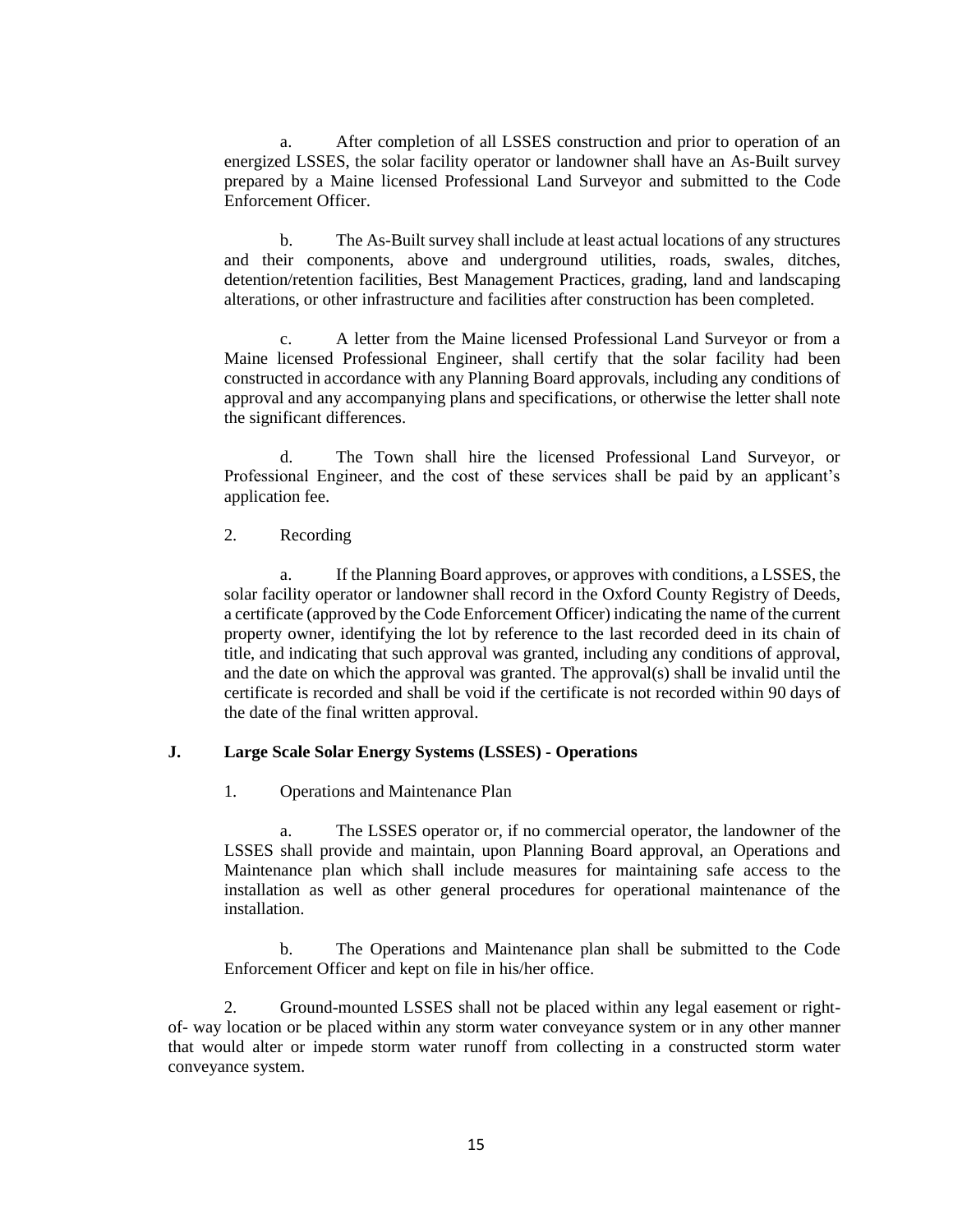a. After completion of all LSSES construction and prior to operation of an energized LSSES, the solar facility operator or landowner shall have an As-Built survey prepared by a Maine licensed Professional Land Surveyor and submitted to the Code Enforcement Officer.

b. The As-Built survey shall include at least actual locations of any structures and their components, above and underground utilities, roads, swales, ditches, detention/retention facilities, Best Management Practices, grading, land and landscaping alterations, or other infrastructure and facilities after construction has been completed.

c. A letter from the Maine licensed Professional Land Surveyor or from a Maine licensed Professional Engineer, shall certify that the solar facility had been constructed in accordance with any Planning Board approvals, including any conditions of approval and any accompanying plans and specifications, or otherwise the letter shall note the significant differences.

d. The Town shall hire the licensed Professional Land Surveyor, or Professional Engineer, and the cost of these services shall be paid by an applicant's application fee.

2. Recording

a. If the Planning Board approves, or approves with conditions, a LSSES, the solar facility operator or landowner shall record in the Oxford County Registry of Deeds, a certificate (approved by the Code Enforcement Officer) indicating the name of the current property owner, identifying the lot by reference to the last recorded deed in its chain of title, and indicating that such approval was granted, including any conditions of approval, and the date on which the approval was granted. The approval(s) shall be invalid until the certificate is recorded and shall be void if the certificate is not recorded within 90 days of the date of the final written approval.

## J. Large Scale Solar Energy Systems (LSSES) - Operations

1. Operations and Maintenance Plan

a. The LSSES operator or, if no commercial operator, the landowner of the LSSES shall provide and maintain, upon Planning Board approval, an Operations and Maintenance plan which shall include measures for maintaining safe access to the installation as well as other general procedures for operational maintenance of the installation.

b. The Operations and Maintenance plan shall be submitted to the Code Enforcement Officer and kept on file in his/her office.

2. Ground-mounted LSSES shall not be placed within any legal easement or right-of- way location or be placed within any storm water conveyance system or in any other manner that would alter or impede storm water runoff from collecting in a constructed storm water conveyance system.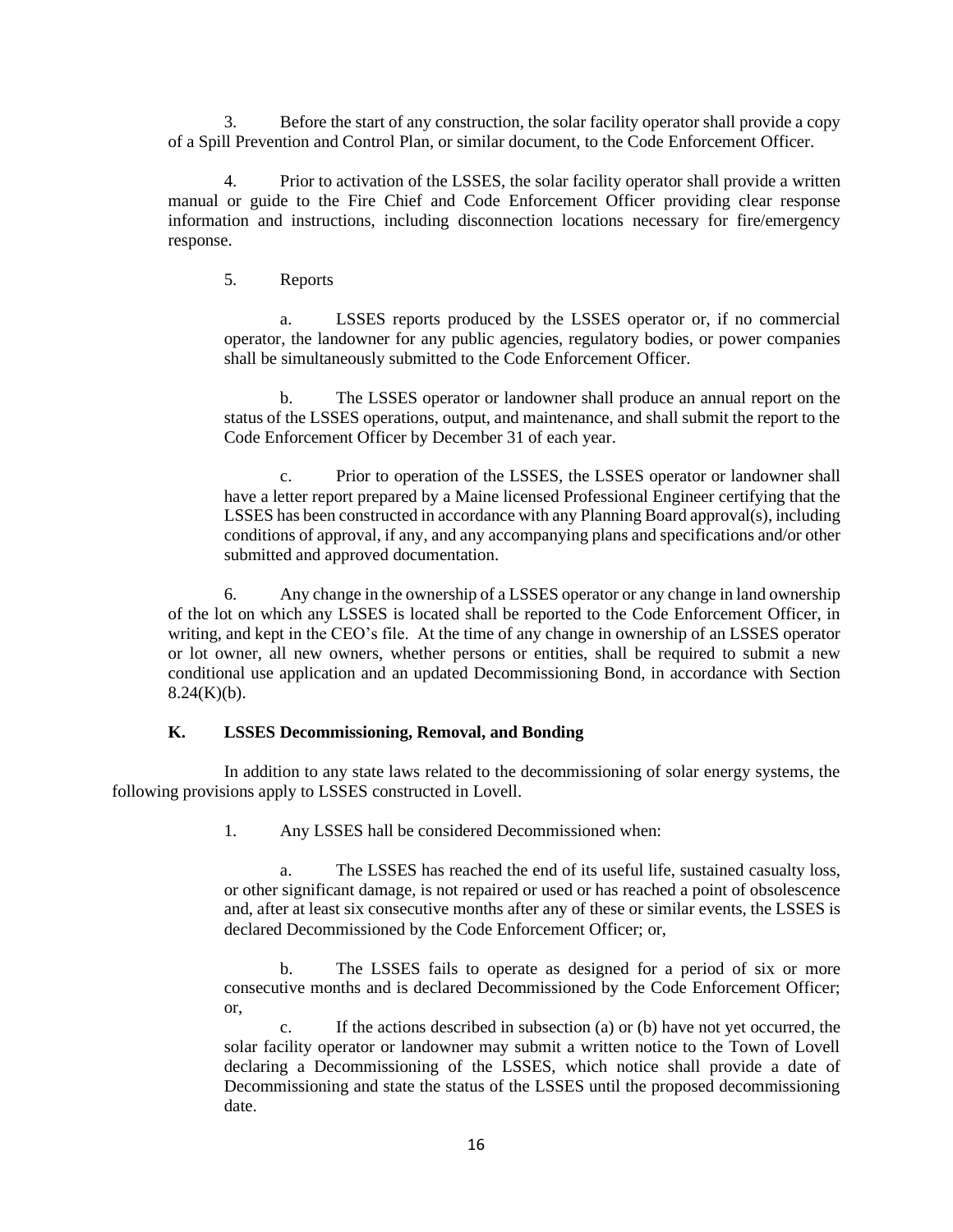3. Before the start of any construction, the solar facility operator shall provide a copy of a Spill Prevention and Control Plan, or similar document, to the Code Enforcement Officer.

4. Prior to activation of the LSSES, the solar facility operator shall provide a written manual or guide to the Fire Chief and Code Enforcement Officer providing clear response information and instructions, including disconnection locations necessary for fire/emergency response.

5. Reports

a. LSSES reports produced by the LSSES operator or, if no commercial operator, the landowner for any public agencies, regulatory bodies, or power companies shall be simultaneously submitted to the Code Enforcement Officer.

b. The LSSES operator or landowner shall produce an annual report on the status of the LSSES operations, output, and maintenance, and shall submit the report to the Code Enforcement Officer by December 31 of each year.

c. Prior to operation of the LSSES, the LSSES operator or landowner shall have a letter report prepared by a Maine licensed Professional Engineer certifying that the LSSES has been constructed in accordance with any Planning Board approval(s), including conditions of approval, if any, and any accompanying plans and specifications and/or other submitted and approved documentation.

6. Any change in the ownership of a LSSES operator or any change in land ownership of the lot on which any LSSES is located shall be reported to the Code Enforcement Officer, in writing, and kept in the CEO's file. At the time of any change in ownership of an LSSES operator or lot owner, all new owners, whether persons or entities, shall be required to submit a new conditional use application and an updated Decommissioning Bond, in accordance with Section 8.24(K)(b).

### K. LSSES Decommissioning, Removal, and Bonding

In addition to any state laws related to the decommissioning of solar energy systems, the following provisions apply to LSSES constructed in Lovell.

1. Any LSSES hall be considered Decommissioned when:

a. The LSSES has reached the end of its useful life, sustained casualty loss, or other significant damage, is not repaired or used or has reached a point of obsolescence and, after at least six consecutive months after any of these or similar events, the LSSES is declared Decommissioned by the Code Enforcement Officer; or,

b. The LSSES fails to operate as designed for a period of six or more consecutive months and is declared Decommissioned by the Code Enforcement Officer; or,

c. If the actions described in subsection (a) or (b) have not yet occurred, the solar facility operator or landowner may submit a written notice to the Town of Lovell declaring a Decommissioning of the LSSES, which notice shall provide a date of Decommissioning and state the status of the LSSES until the proposed decommissioning date.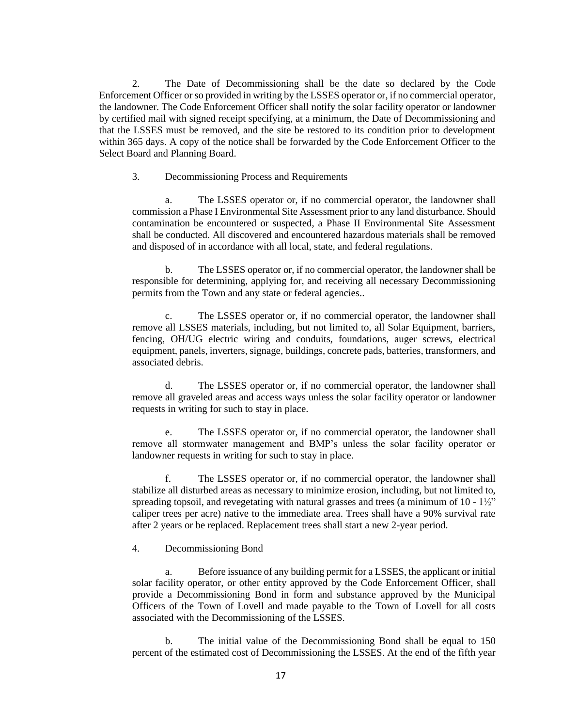2. The Date of Decommissioning shall be the date so declared by the Code Enforcement Officer or so provided in writing by the LSSES operator or, if no commercial operator, the landowner. The Code Enforcement Officer shall notify the solar facility operator or landowner by certified mail with signed receipt specifying, at a minimum, the Date of Decommissioning and that the LSSES must be removed, and the site be restored to its condition prior to development within 365 days. A copy of the notice shall be forwarded by the Code Enforcement Officer to the Select Board and Planning Board.

3. Decommissioning Process and Requirements

a. The LSSES operator or, if no commercial operator, the landowner shall commission a Phase I Environmental Site Assessment prior to any land disturbance. Should contamination be encountered or suspected, a Phase II Environmental Site Assessment shall be conducted. All discovered and encountered hazardous materials shall be removed and disposed of in accordance with all local, state, and federal regulations.

b. The LSSES operator or, if no commercial operator, the landowner shall be responsible for determining, applying for, and receiving all necessary Decommissioning permits from the Town and any state or federal agencies..

c. The LSSES operator or, if no commercial operator, the landowner shall remove all LSSES materials, including, but not limited to, all Solar Equipment, barriers, fencing, OH/UG electric wiring and conduits, foundations, auger screws, electrical equipment, panels, inverters, signage, buildings, concrete pads, batteries, transformers, and associated debris.

d. The LSSES operator or, if no commercial operator, the landowner shall remove all graveled areas and access ways unless the solar facility operator or landowner requests in writing for such to stay in place.

e. The LSSES operator or, if no commercial operator, the landowner shall remove all stormwater management and BMP's unless the solar facility operator or landowner requests in writing for such to stay in place.

f. The LSSES operator or, if no commercial operator, the landowner shall stabilize all disturbed areas as necessary to minimize erosion, including, but not limited to, spreading topsoil, and revegetating with natural grasses and trees (a minimum of 10 - 1½" caliper trees per acre) native to the immediate area. Trees shall have a 90% survival rate after 2 years or be replaced. Replacement trees shall start a new 2-year period.

4. Decommissioning Bond

a. Before issuance of any building permit for a LSSES, the applicant or initial solar facility operator, or other entity approved by the Code Enforcement Officer, shall provide a Decommissioning Bond in form and substance approved by the Municipal Officers of the Town of Lovell and made payable to the Town of Lovell for all costs associated with the Decommissioning of the LSSES.

b. The initial value of the Decommissioning Bond shall be equal to 150 percent of the estimated cost of Decommissioning the LSSES. At the end of the fifth year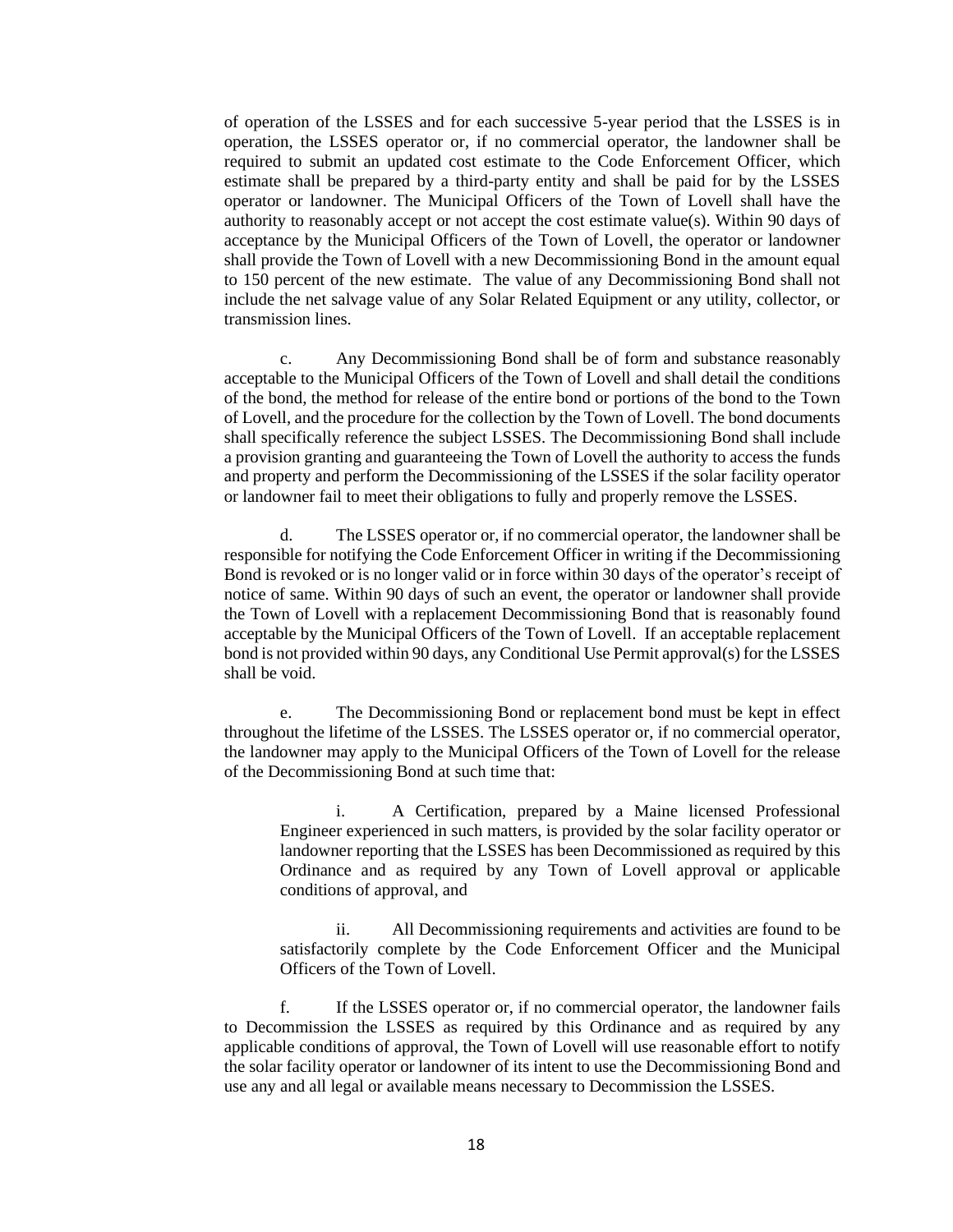of operation of the LSSES and for each successive 5-year period that the LSSES is in operation, the LSSES operator or, if no commercial operator, the landowner shall be required to submit an updated cost estimate to the Code Enforcement Officer, which estimate shall be prepared by a third-party entity and shall be paid for by the LSSES operator or landowner. The Municipal Officers of the Town of Lovell shall have the authority to reasonably accept or not accept the cost estimate value(s). Within 90 days of acceptance by the Municipal Officers of the Town of Lovell, the operator or landowner shall provide the Town of Lovell with a new Decommissioning Bond in the amount equal to 150 percent of the new estimate. The value of any Decommissioning Bond shall not include the net salvage value of any Solar Related Equipment or any utility, collector, or transmission lines.

c. Any Decommissioning Bond shall be of form and substance reasonably acceptable to the Municipal Officers of the Town of Lovell and shall detail the conditions of the bond, the method for release of the entire bond or portions of the bond to the Town of Lovell, and the procedure for the collection by the Town of Lovell. The bond documents shall specifically reference the subject LSSES. The Decommissioning Bond shall include a provision granting and guaranteeing the Town of Lovell the authority to access the funds and property and perform the Decommissioning of the LSSES if the solar facility operator or landowner fail to meet their obligations to fully and properly remove the LSSES.

d. The LSSES operator or, if no commercial operator, the landowner shall be responsible for notifying the Code Enforcement Officer in writing if the Decommissioning Bond is revoked or is no longer valid or in force within 30 days of the operator's receipt of notice of same. Within 90 days of such an event, the operator or landowner shall provide the Town of Lovell with a replacement Decommissioning Bond that is reasonably found acceptable by the Municipal Officers of the Town of Lovell. If an acceptable replacement bond is not provided within 90 days, any Conditional Use Permit approval(s) for the LSSES shall be void.

e. The Decommissioning Bond or replacement bond must be kept in effect throughout the lifetime of the LSSES. The LSSES operator or, if no commercial operator, the landowner may apply to the Municipal Officers of the Town of Lovell for the release of the Decommissioning Bond at such time that:

i. A Certification, prepared by a Maine licensed Professional Engineer experienced in such matters, is provided by the solar facility operator or landowner reporting that the LSSES has been Decommissioned as required by this Ordinance and as required by any Town of Lovell approval or applicable conditions of approval, and

ii. All Decommissioning requirements and activities are found to be satisfactorily complete by the Code Enforcement Officer and the Municipal Officers of the Town of Lovell.

f. If the LSSES operator or, if no commercial operator, the landowner fails to Decommission the LSSES as required by this Ordinance and as required by any applicable conditions of approval, the Town of Lovell will use reasonable effort to notify the solar facility operator or landowner of its intent to use the Decommissioning Bond and use any and all legal or available means necessary to Decommission the LSSES.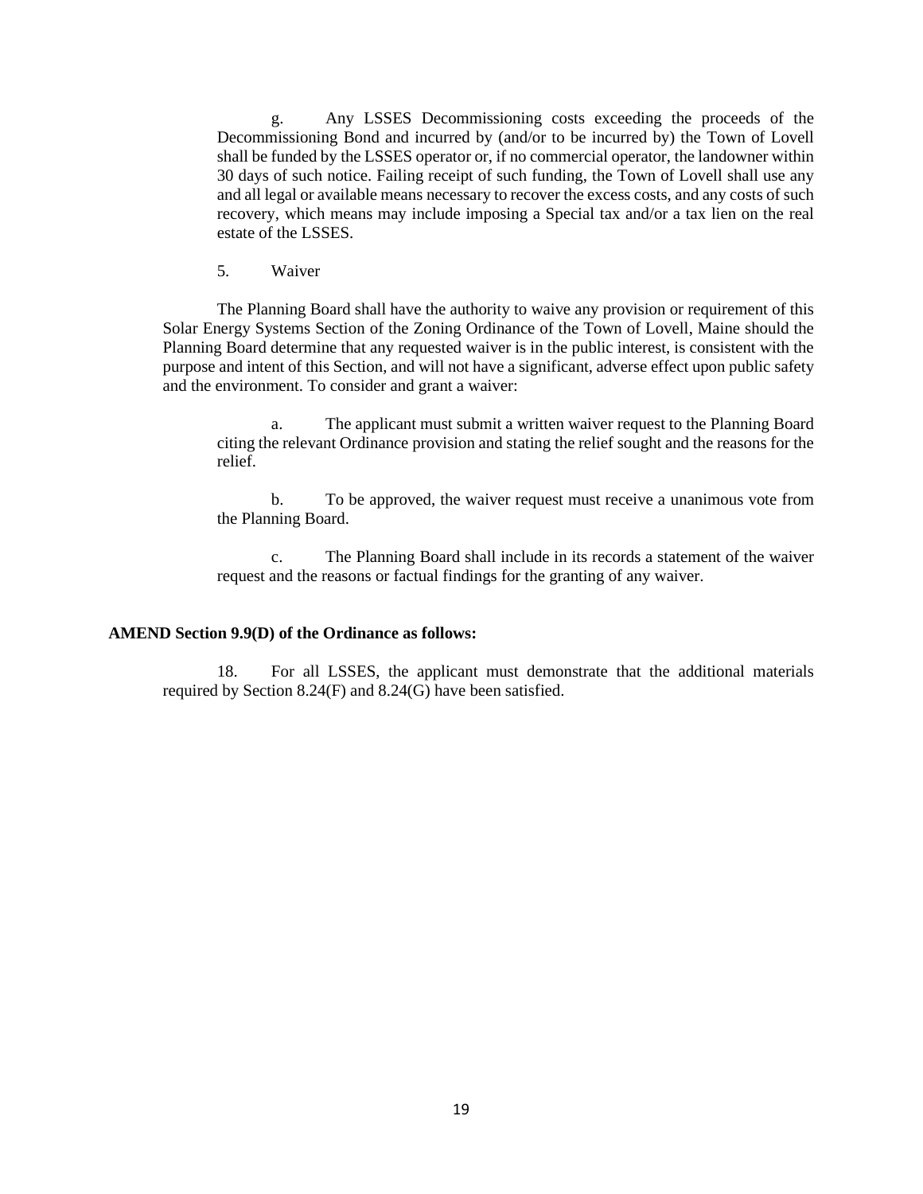g. Any LSSES Decommissioning costs exceeding the proceeds of the Decommissioning Bond and incurred by (and/or to be incurred by) the Town of Lovell shall be funded by the LSSES operator or, if no commercial operator, the landowner within 30 days of such notice. Failing receipt of such funding, the Town of Lovell shall use any and all legal or available means necessary to recover the excess costs, and any costs of such recovery, which means may include imposing a Special tax and/or a tax lien on the real estate of the LSSES.

5. Waiver

The Planning Board shall have the authority to waive any provision or requirement of this Solar Energy Systems Section of the Zoning Ordinance of the Town of Lovell, Maine should the Planning Board determine that any requested waiver is in the public interest, is consistent with the purpose and intent of this Section, and will not have a significant, adverse effect upon public safety and the environment. To consider and grant a waiver:

a. The applicant must submit a written waiver request to the Planning Board citing the relevant Ordinance provision and stating the relief sought and the reasons for the relief.

b. To be approved, the waiver request must receive a unanimous vote from the Planning Board.

c. The Planning Board shall include in its records a statement of the waiver request and the reasons or factual findings for the granting of any waiver.

**AMEND Section 9.9(D) of the Ordinance as follows:**

18. For all LSSES, the applicant must demonstrate that the additional materials required by Section 8.24(F) and 8.24(G) have been satisfied.